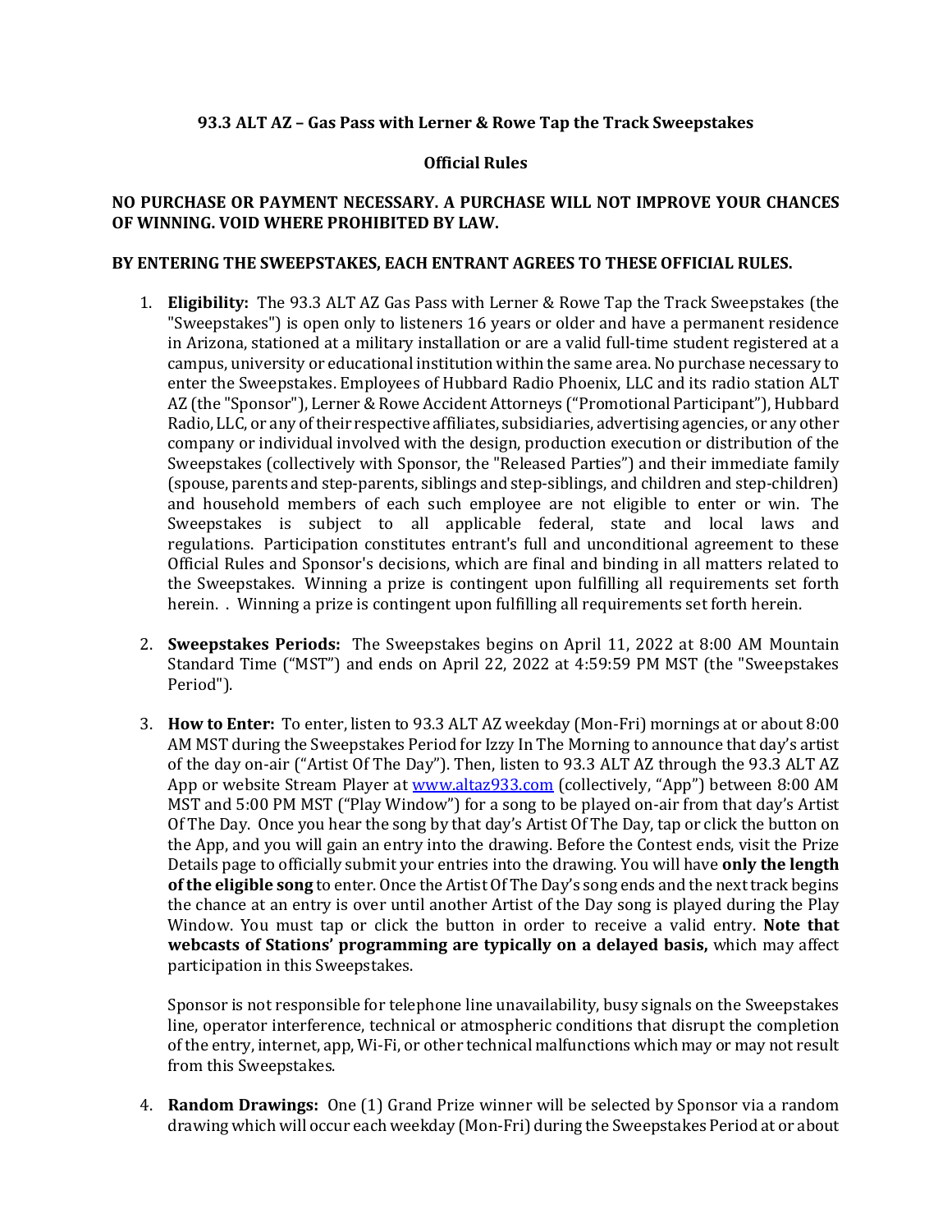**93.3 ALT AZ – Gas Pass with Lerner & Rowe Tap the Track Sweepstakes**

**Official Rules**

**NO PURCHASE OR PAYMENT NECESSARY. A PURCHASE WILL NOT IMPROVE YOUR CHANCES OF WINNING. VOID WHERE PROHIBITED BY LAW.**

**BY ENTERING THE SWEEPSTAKES, EACH ENTRANT AGREES TO THESE OFFICIAL RULES.**

1. **Eligibility:** The 93.3 ALT AZ Gas Pass with Lerner & Rowe Tap the Track Sweepstakes (the "Sweepstakes") is open only to listeners 16 years or older and have a permanent residence in Arizona, stationed at a military installation or are a valid full-time student registered at a campus, university or educational institution within the same area. No purchase necessary to enter the Sweepstakes. Employees of Hubbard Radio Phoenix, LLC and its radio station ALT AZ (the "Sponsor"), Lerner & Rowe Accident Attorneys ("Promotional Participant"), Hubbard Radio, LLC, or any of their respective affiliates, subsidiaries, advertising agencies, or any other company or individual involved with the design, production execution or distribution of the Sweepstakes (collectively with Sponsor, the "Released Parties") and their immediate family (spouse, parents and step-parents, siblings and step-siblings, and children and step-children) and household members of each such employee are not eligible to enter or win. The Sweepstakes is subject to all applicable federal, state and local laws and regulations. Participation constitutes entrant's full and unconditional agreement to these Official Rules and Sponsor's decisions, which are final and binding in all matters related to the Sweepstakes. Winning a prize is contingent upon fulfilling all requirements set forth herein. . Winning a prize is contingent upon fulfilling all requirements set forth herein.

2. **Sweepstakes Periods:** The Sweepstakes begins on April 11, 2022 at 8:00 AM Mountain Standard Time ("MST") and ends on April 22, 2022 at 4:59:59 PM MST (the "Sweepstakes Period").

3. **How to Enter:** To enter, listen to 93.3 ALT AZ weekday (Mon-Fri) mornings at or about 8:00 AM MST during the Sweepstakes Period for Izzy In The Morning to announce that day's artist of the day on-air ("Artist Of The Day"). Then, listen to 93.3 ALT AZ through the 93.3 ALT AZ App or website Stream Player at [www.altaz933.com](www.altaz933.com) (collectively, "App") between 8:00 AM MST and 5:00 PM MST ("Play Window") for a song to be played on-air from that day's Artist Of The Day. Once you hear the song by that day's Artist Of The Day, tap or click the button on the App, and you will gain an entry into the drawing. Before the Contest ends, visit the Prize Details page to officially submit your entries into the drawing. You will have **only the length of the eligible song** to enter. Once the Artist Of The Day's song ends and the next track begins the chance at an entry is over until another Artist of the Day song is played during the Play Window. You must tap or click the button in order to receive a valid entry. **Note that webcasts of Stations' programming are typically on a delayed basis,** which may affect participation in this Sweepstakes.

   Sponsor is not responsible for telephone line unavailability, busy signals on the Sweepstakes line, operator interference, technical or atmospheric conditions that disrupt the completion of the entry, internet, app, Wi-Fi, or other technical malfunctions which may or may not result from this Sweepstakes.

4. **Random Drawings:** One (1) Grand Prize winner will be selected by Sponsor via a random drawing which will occur each weekday (Mon-Fri) during the Sweepstakes Period at or about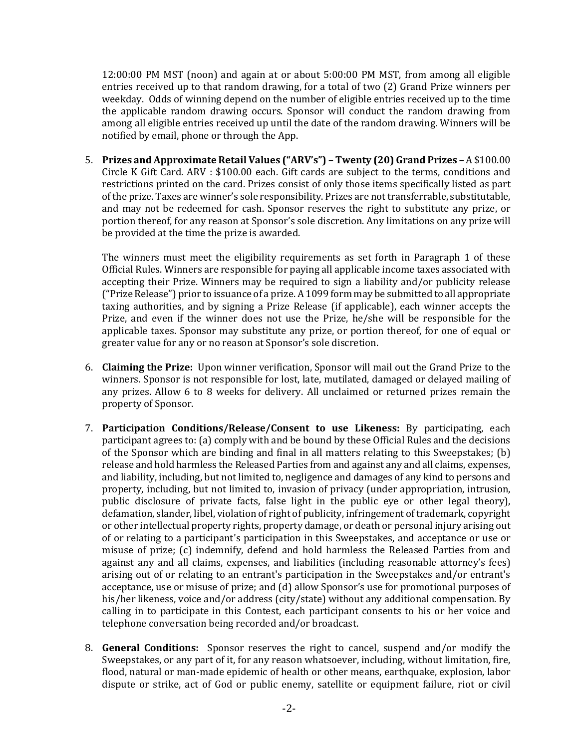12:00:00 PM MST (noon) and again at or about 5:00:00 PM MST, from among all eligible entries received up to that random drawing, for a total of two (2) Grand Prize winners per weekday. Odds of winning depend on the number of eligible entries received up to the time the applicable random drawing occurs. Sponsor will conduct the random drawing from among all eligible entries received up until the date of the random drawing. Winners will be notified by email, phone or through the App.

5. **Prizes and Approximate Retail Values ("ARV's") – Twenty (20) Grand Prizes –** A $100.00 Circle K Gift Card. ARV : $100.00 each. Gift cards are subject to the terms, conditions and restrictions printed on the card. Prizes consist of only those items specifically listed as part of the prize. Taxes are winner's sole responsibility. Prizes are not transferrable, substitutable, and may not be redeemed for cash. Sponsor reserves the right to substitute any prize, or portion thereof, for any reason at Sponsor's sole discretion. Any limitations on any prize will be provided at the time the prize is awarded.

   The winners must meet the eligibility requirements as set forth in Paragraph 1 of these Official Rules. Winners are responsible for paying all applicable income taxes associated with accepting their Prize. Winners may be required to sign a liability and/or publicity release ("Prize Release") prior to issuance of a prize. A 1099 form may be submitted to all appropriate taxing authorities, and by signing a Prize Release (if applicable), each winner accepts the Prize, and even if the winner does not use the Prize, he/she will be responsible for the applicable taxes. Sponsor may substitute any prize, or portion thereof, for one of equal or greater value for any or no reason at Sponsor's sole discretion.

6. **Claiming the Prize:** Upon winner verification, Sponsor will mail out the Grand Prize to the winners. Sponsor is not responsible for lost, late, mutilated, damaged or delayed mailing of any prizes. Allow 6 to 8 weeks for delivery. All unclaimed or returned prizes remain the property of Sponsor.

7. **Participation Conditions/Release/Consent to use Likeness:** By participating, each participant agrees to: (a) comply with and be bound by these Official Rules and the decisions of the Sponsor which are binding and final in all matters relating to this Sweepstakes; (b) release and hold harmless the Released Parties from and against any and all claims, expenses, and liability, including, but not limited to, negligence and damages of any kind to persons and property, including, but not limited to, invasion of privacy (under appropriation, intrusion, public disclosure of private facts, false light in the public eye or other legal theory), defamation, slander, libel, violation of right of publicity, infringement of trademark, copyright or other intellectual property rights, property damage, or death or personal injury arising out of or relating to a participant's participation in this Sweepstakes, and acceptance or use or misuse of prize; (c) indemnify, defend and hold harmless the Released Parties from and against any and all claims, expenses, and liabilities (including reasonable attorney's fees) arising out of or relating to an entrant's participation in the Sweepstakes and/or entrant's acceptance, use or misuse of prize; and (d) allow Sponsor's use for promotional purposes of his/her likeness, voice and/or address (city/state) without any additional compensation. By calling in to participate in this Contest, each participant consents to his or her voice and telephone conversation being recorded and/or broadcast.

8. **General Conditions:** Sponsor reserves the right to cancel, suspend and/or modify the Sweepstakes, or any part of it, for any reason whatsoever, including, without limitation, fire, flood, natural or man-made epidemic of health or other means, earthquake, explosion, labor dispute or strike, act of God or public enemy, satellite or equipment failure, riot or civil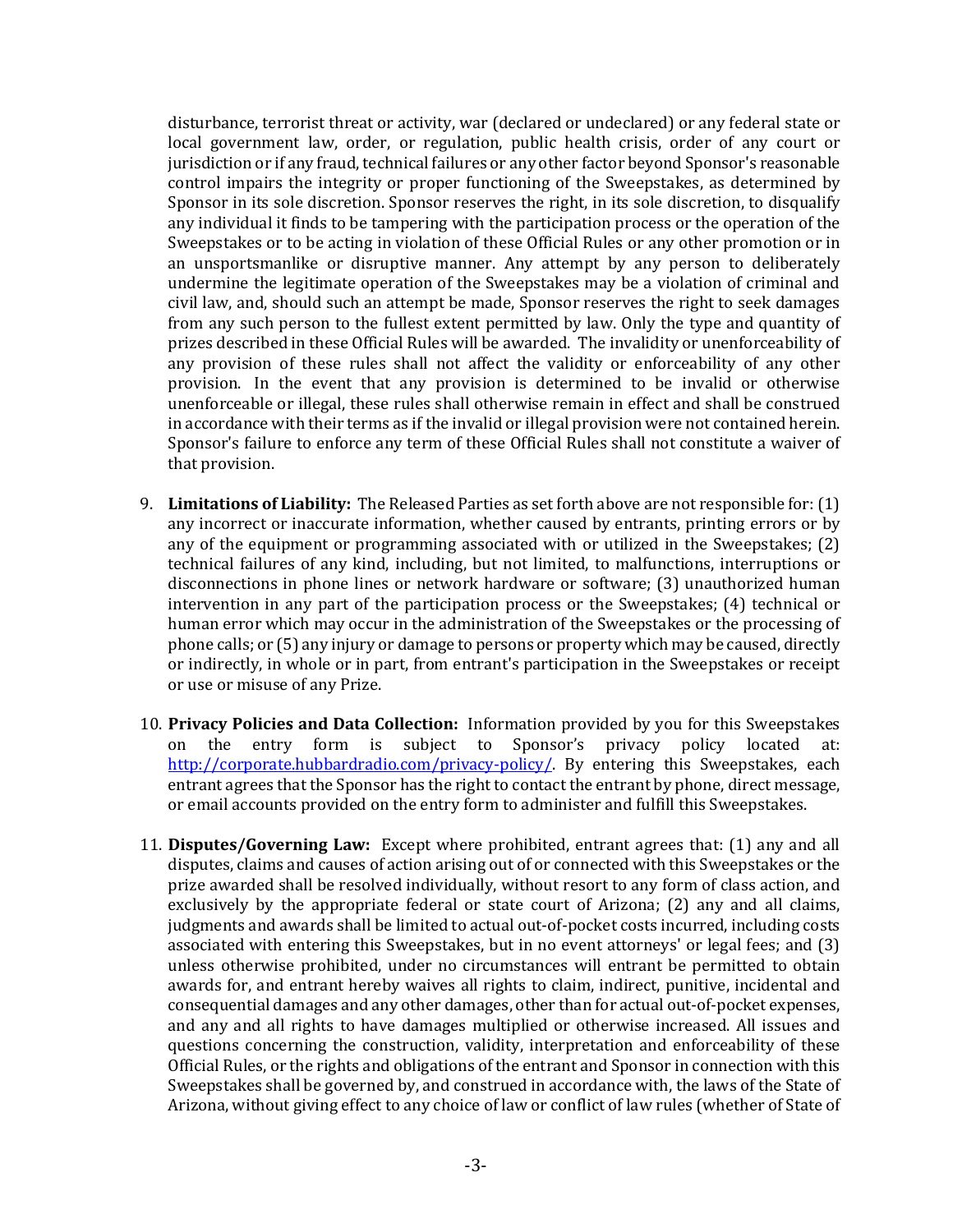disturbance, terrorist threat or activity, war (declared or undeclared) or any federal state or local government law, order, or regulation, public health crisis, order of any court or jurisdiction or if any fraud, technical failures or any other factor beyond Sponsor's reasonable control impairs the integrity or proper functioning of the Sweepstakes, as determined by Sponsor in its sole discretion. Sponsor reserves the right, in its sole discretion, to disqualify any individual it finds to be tampering with the participation process or the operation of the Sweepstakes or to be acting in violation of these Official Rules or any other promotion or in an unsportsmanlike or disruptive manner. Any attempt by any person to deliberately undermine the legitimate operation of the Sweepstakes may be a violation of criminal and civil law, and, should such an attempt be made, Sponsor reserves the right to seek damages from any such person to the fullest extent permitted by law. Only the type and quantity of prizes described in these Official Rules will be awarded. The invalidity or unenforceability of any provision of these rules shall not affect the validity or enforceability of any other provision. In the event that any provision is determined to be invalid or otherwise unenforceable or illegal, these rules shall otherwise remain in effect and shall be construed in accordance with their terms as if the invalid or illegal provision were not contained herein. Sponsor's failure to enforce any term of these Official Rules shall not constitute a waiver of that provision.

9. **Limitations of Liability:** The Released Parties as set forth above are not responsible for: (1) any incorrect or inaccurate information, whether caused by entrants, printing errors or by any of the equipment or programming associated with or utilized in the Sweepstakes; (2) technical failures of any kind, including, but not limited, to malfunctions, interruptions or disconnections in phone lines or network hardware or software; (3) unauthorized human intervention in any part of the participation process or the Sweepstakes; (4) technical or human error which may occur in the administration of the Sweepstakes or the processing of phone calls; or (5) any injury or damage to persons or property which may be caused, directly or indirectly, in whole or in part, from entrant's participation in the Sweepstakes or receipt or use or misuse of any Prize.

10. **Privacy Policies and Data Collection:** Information provided by you for this Sweepstakes on the entry form is subject to Sponsor's privacy policy located at: http://corporate.hubbardradio.com/privacy-policy/. By entering this Sweepstakes, each entrant agrees that the Sponsor has the right to contact the entrant by phone, direct message, or email accounts provided on the entry form to administer and fulfill this Sweepstakes.

11. **Disputes/Governing Law:** Except where prohibited, entrant agrees that: (1) any and all disputes, claims and causes of action arising out of or connected with this Sweepstakes or the prize awarded shall be resolved individually, without resort to any form of class action, and exclusively by the appropriate federal or state court of Arizona; (2) any and all claims, judgments and awards shall be limited to actual out-of-pocket costs incurred, including costs associated with entering this Sweepstakes, but in no event attorneys' or legal fees; and (3) unless otherwise prohibited, under no circumstances will entrant be permitted to obtain awards for, and entrant hereby waives all rights to claim, indirect, punitive, incidental and consequential damages and any other damages, other than for actual out-of-pocket expenses, and any and all rights to have damages multiplied or otherwise increased. All issues and questions concerning the construction, validity, interpretation and enforceability of these Official Rules, or the rights and obligations of the entrant and Sponsor in connection with this Sweepstakes shall be governed by, and construed in accordance with, the laws of the State of Arizona, without giving effect to any choice of law or conflict of law rules (whether of State of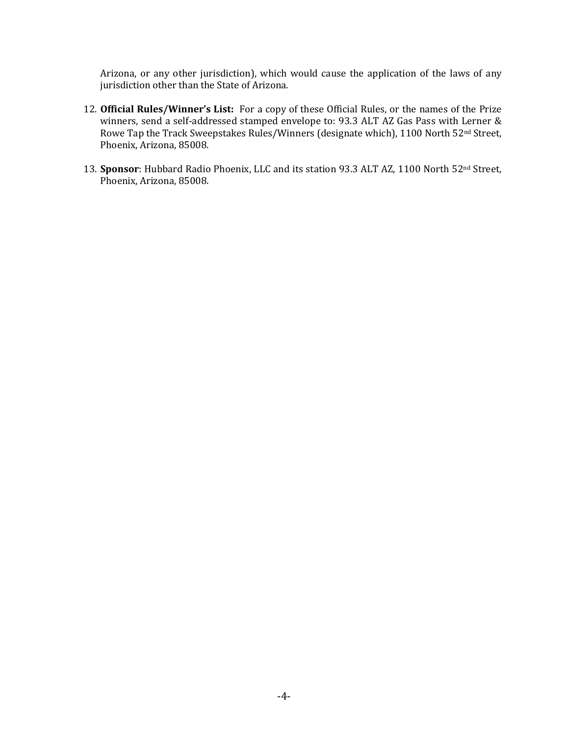Arizona, or any other jurisdiction), which would cause the application of the laws of any jurisdiction other than the State of Arizona.

12. **Official Rules/Winner's List:** For a copy of these Official Rules, or the names of the Prize winners, send a self-addressed stamped envelope to: 93.3 ALT AZ Gas Pass with Lerner & Rowe Tap the Track Sweepstakes Rules/Winners (designate which), 1100 North 52nd Street, Phoenix, Arizona, 85008.

13. **Sponsor**: Hubbard Radio Phoenix, LLC and its station 93.3 ALT AZ, 1100 North 52nd Street, Phoenix, Arizona, 85008.